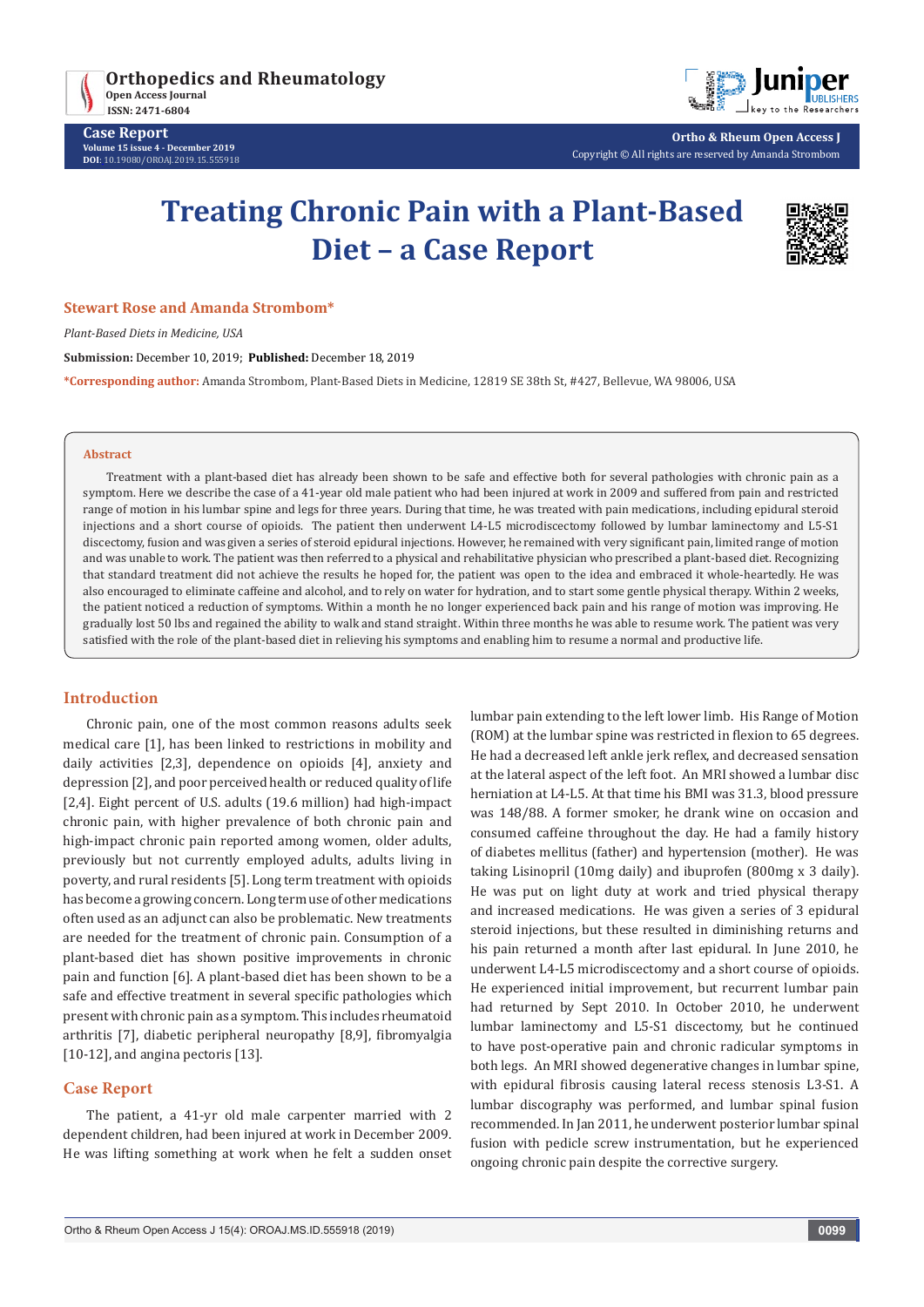# Treating Chronic Pain with a Plant-Based Diet – a Case Report

**Stewart Rose and Amanda Strombom***

*Plant-Based Diets in Medicine, USA*

**Submission:** December 10, 2019; **Published:** December 18, 2019

***Corresponding author:** Amanda Strombom, Plant-Based Diets in Medicine, 12819 SE 38th St, #427, Bellevue, WA 98006, USA

## Abstract

Treatment with a plant-based diet has already been shown to be safe and effective both for several pathologies with chronic pain as a symptom. Here we describe the case of a 41-year old male patient who had been injured at work in 2009 and suffered from pain and restricted range of motion in his lumbar spine and legs for three years. During that time, he was treated with pain medications, including epidural steroid injections and a short course of opioids. The patient then underwent L4-L5 microdiscectomy followed by lumbar laminectomy and L5-S1 discectomy, fusion and was given a series of steroid epidural injections. However, he remained with very significant pain, limited range of motion and was unable to work. The patient was then referred to a physical and rehabilitative physician who prescribed a plant-based diet. Recognizing that standard treatment did not achieve the results he hoped for, the patient was open to the idea and embraced it whole-heartedly. He was also encouraged to eliminate caffeine and alcohol, and to rely on water for hydration, and to start some gentle physical therapy. Within 2 weeks, the patient noticed a reduction of symptoms. Within a month he no longer experienced back pain and his range of motion was improving. He gradually lost 50 lbs and regained the ability to walk and stand straight. Within three months he was able to resume work. The patient was very satisfied with the role of the plant-based diet in relieving his symptoms and enabling him to resume a normal and productive life.

## Introduction

Chronic pain, one of the most common reasons adults seek medical care [1], has been linked to restrictions in mobility and daily activities [2,3], dependence on opioids [4], anxiety and depression [2], and poor perceived health or reduced quality of life [2,4]. Eight percent of U.S. adults (19.6 million) had high-impact chronic pain, with higher prevalence of both chronic pain and high-impact chronic pain reported among women, older adults, previously but not currently employed adults, adults living in poverty, and rural residents [5]. Long term treatment with opioids has become a growing concern. Long term use of other medications often used as an adjunct can also be problematic. New treatments are needed for the treatment of chronic pain. Consumption of a plant-based diet has shown positive improvements in chronic pain and function [6]. A plant-based diet has been shown to be a safe and effective treatment in several specific pathologies which present with chronic pain as a symptom. This includes rheumatoid arthritis [7], diabetic peripheral neuropathy [8,9], fibromyalgia [10-12], and angina pectoris [13].

## Case Report

The patient, a 41-yr old male carpenter married with 2 dependent children, had been injured at work in December 2009. He was lifting something at work when he felt a sudden onset lumbar pain extending to the left lower limb. His Range of Motion (ROM) at the lumbar spine was restricted in flexion to 65 degrees. He had a decreased left ankle jerk reflex, and decreased sensation at the lateral aspect of the left foot. An MRI showed a lumbar disc herniation at L4-L5. At that time his BMI was 31.3, blood pressure was 148/88. A former smoker, he drank wine on occasion and consumed caffeine throughout the day. He had a family history of diabetes mellitus (father) and hypertension (mother). He was taking Lisinopril (10mg daily) and ibuprofen (800mg x 3 daily). He was put on light duty at work and tried physical therapy and increased medications. He was given a series of 3 epidural steroid injections, but these resulted in diminishing returns and his pain returned a month after last epidural. In June 2010, he underwent L4-L5 microdiscectomy and a short course of opioids. He experienced initial improvement, but recurrent lumbar pain had returned by Sept 2010. In October 2010, he underwent lumbar laminectomy and L5-S1 discectomy, but he continued to have post-operative pain and chronic radicular symptoms in both legs. An MRI showed degenerative changes in lumbar spine, with epidural fibrosis causing lateral recess stenosis L3-S1. A lumbar discography was performed, and lumbar spinal fusion recommended. In Jan 2011, he underwent posterior lumbar spinal fusion with pedicle screw instrumentation, but he experienced ongoing chronic pain despite the corrective surgery.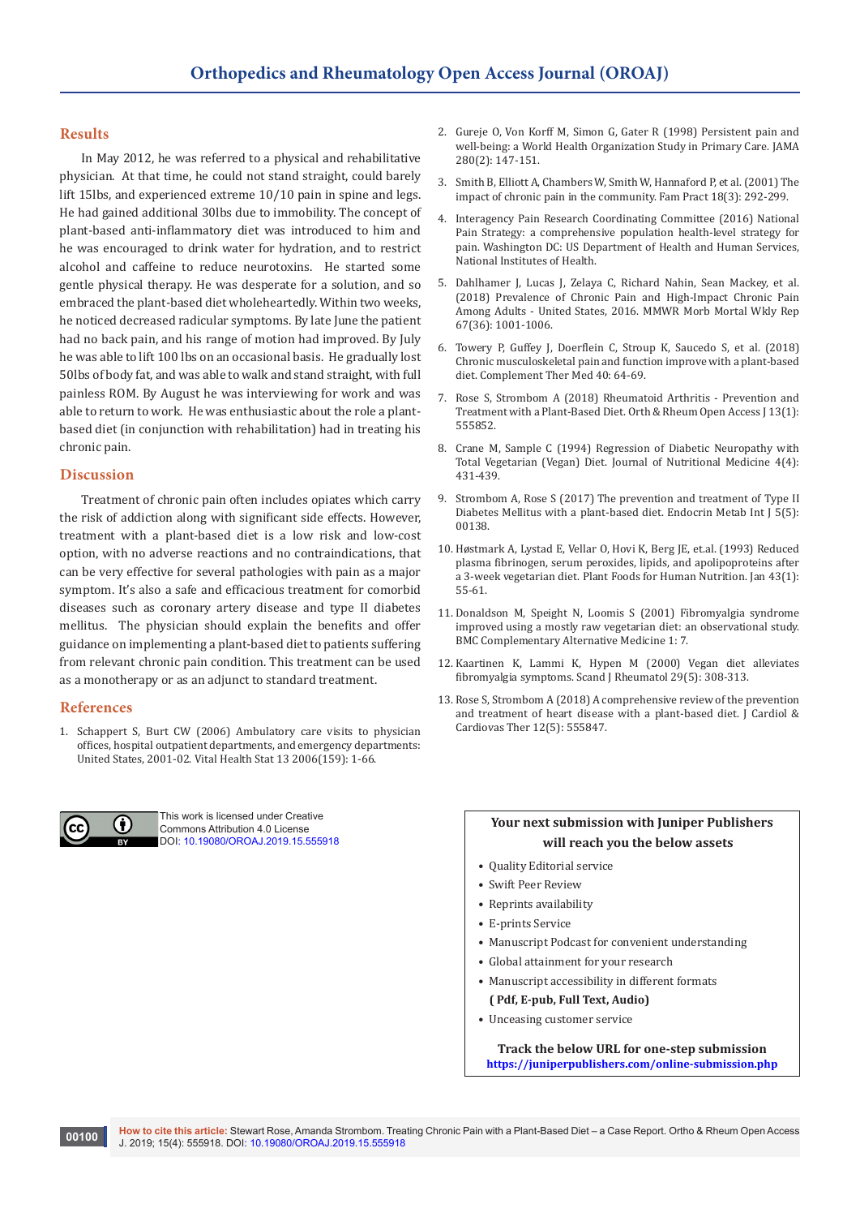## Results

In May 2012, he was referred to a physical and rehabilitative physician. At that time, he could not stand straight, could barely lift 15lbs, and experienced extreme 10/10 pain in spine and legs. He had gained additional 30lbs due to immobility. The concept of plant-based anti-inflammatory diet was introduced to him and he was encouraged to drink water for hydration, and to restrict alcohol and caffeine to reduce neurotoxins. He started some gentle physical therapy. He was desperate for a solution, and so embraced the plant-based diet wholeheartedly. Within two weeks, he noticed decreased radicular symptoms. By late June the patient had no back pain, and his range of motion had improved. By July he was able to lift 100 lbs on an occasional basis. He gradually lost 50lbs of body fat, and was able to walk and stand straight, with full painless ROM. By August he was interviewing for work and was able to return to work. He was enthusiastic about the role a plant-based diet (in conjunction with rehabilitation) had in treating his chronic pain.

## Discussion

Treatment of chronic pain often includes opiates which carry the risk of addiction along with significant side effects. However, treatment with a plant-based diet is a low risk and low-cost option, with no adverse reactions and no contraindications, that can be very effective for several pathologies with pain as a major symptom. It's also a safe and efficacious treatment for comorbid diseases such as coronary artery disease and type II diabetes mellitus. The physician should explain the benefits and offer guidance on implementing a plant-based diet to patients suffering from relevant chronic pain condition. This treatment can be used as a monotherapy or as an adjunct to standard treatment.

## References

1. Schappert S, Burt CW (2006) Ambulatory care visits to physician offices, hospital outpatient departments, and emergency departments: United States, 2001-02. Vital Health Stat 13 2006(159): 1-66.
2. Gureje O, Von Korff M, Simon G, Gater R (1998) Persistent pain and well-being: a World Health Organization Study in Primary Care. JAMA 280(2): 147-151.
3. Smith B, Elliott A, Chambers W, Smith W, Hannaford P, et al. (2001) The impact of chronic pain in the community. Fam Pract 18(3): 292-299.
4. Interagency Pain Research Coordinating Committee (2016) National Pain Strategy: a comprehensive population health-level strategy for pain. Washington DC: US Department of Health and Human Services, National Institutes of Health.
5. Dahlhamer J, Lucas J, Zelaya C, Richard Nahin, Sean Mackey, et al. (2018) Prevalence of Chronic Pain and High-Impact Chronic Pain Among Adults - United States, 2016. MMWR Morb Mortal Wkly Rep 67(36): 1001-1006.
6. Towery P, Guffey J, Doerflein C, Stroup K, Saucedo S, et al. (2018) Chronic musculoskeletal pain and function improve with a plant-based diet. Complement Ther Med 40: 64-69.
7. Rose S, Strombom A (2018) Rheumatoid Arthritis - Prevention and Treatment with a Plant-Based Diet. Orth & Rheum Open Access J 13(1): 555852.
8. Crane M, Sample C (1994) Regression of Diabetic Neuropathy with Total Vegetarian (Vegan) Diet. Journal of Nutritional Medicine 4(4): 431-439.
9. Strombom A, Rose S (2017) The prevention and treatment of Type II Diabetes Mellitus with a plant-based diet. Endocrin Metab Int J 5(5): 00138.
10. Høstmark A, Lystad E, Vellar O, Hovi K, Berg JE, et.al. (1993) Reduced plasma fibrinogen, serum peroxides, lipids, and apolipoproteins after a 3-week vegetarian diet. Plant Foods for Human Nutrition. Jan 43(1): 55-61.
11. Donaldson M, Speight N, Loomis S (2001) Fibromyalgia syndrome improved using a mostly raw vegetarian diet: an observational study. BMC Complementary Alternative Medicine 1: 7.
12. Kaartinen K, Lammi K, Hypen M (2000) Vegan diet alleviates fibromyalgia symptoms. Scand J Rheumatol 29(5): 308-313.
13. Rose S, Strombom A (2018) A comprehensive review of the prevention and treatment of heart disease with a plant-based diet. J Cardiol & Cardiovas Ther 12(5): 555847.

This work is licensed under Creative Commons Attribution 4.0 License
DOI: 10.19080/OROAJ.2019.15.555918

**Your next submission with Juniper Publishers will reach you the below assets**

- Quality Editorial service
- Swift Peer Review
- Reprints availability
- E-prints Service
- Manuscript Podcast for convenient understanding
- Global attainment for your research
- Manuscript accessibility in different formats
  **( Pdf, E-pub, Full Text, Audio)**
- Unceasing customer service

**Track the below URL for one-step submission**
**https://juniperpublishers.com/online-submission.php**